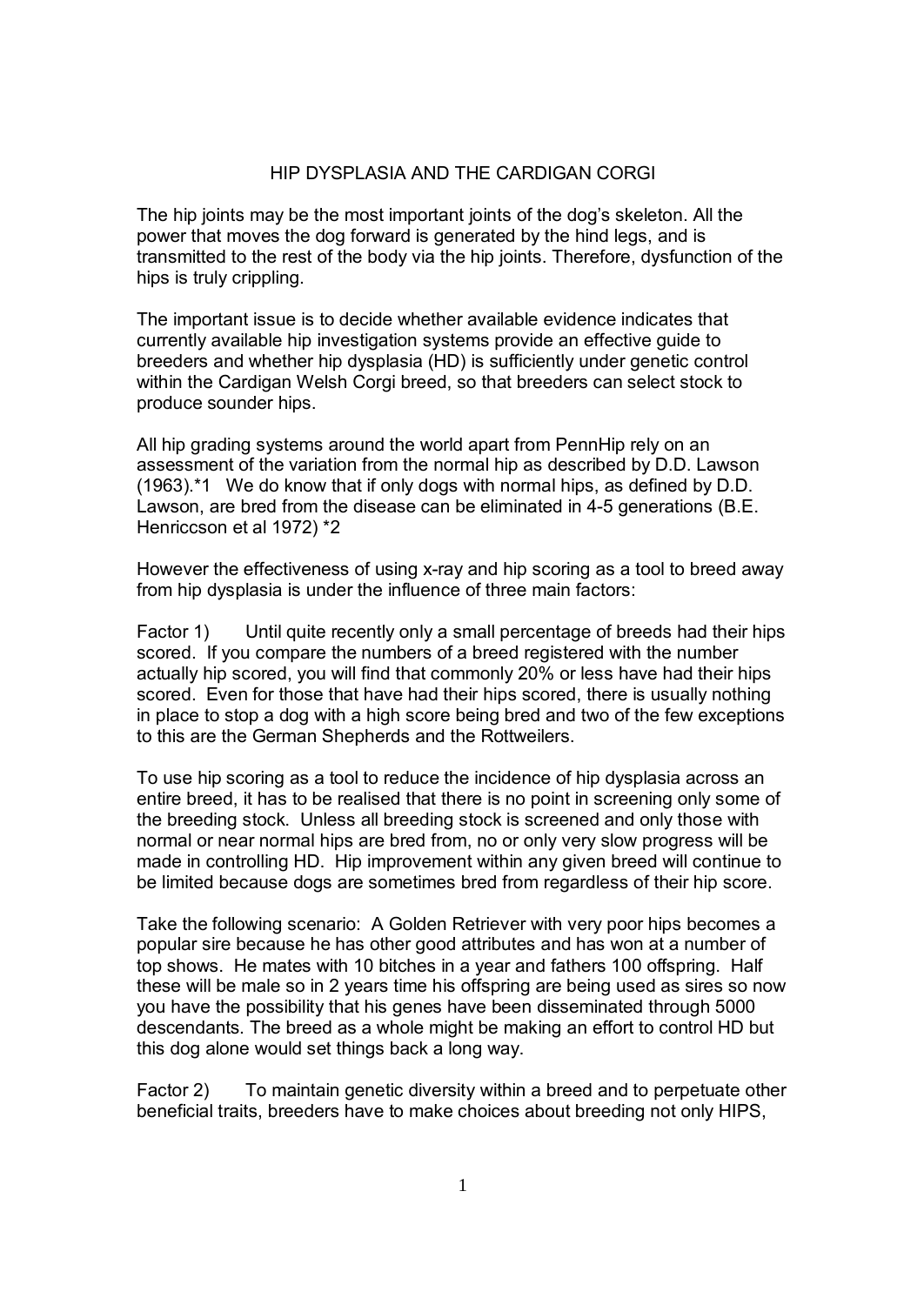# HIP DYSPLASIA AND THE CARDIGAN CORGI

The hip joints may be the most important joints of the dog's skeleton. All the power that moves the dog forward is generated by the hind legs, and is transmitted to the rest of the body via the hip joints. Therefore, dysfunction of the hips is truly crippling.

The important issue is to decide whether available evidence indicates that currently available hip investigation systems provide an effective guide to breeders and whether hip dysplasia (HD) is sufficiently under genetic control within the Cardigan Welsh Corgi breed, so that breeders can select stock to produce sounder hips.

All hip grading systems around the world apart from PennHip rely on an assessment of the variation from the normal hip as described by D.D. Lawson (1963).*1 We do know that if only dogs with normal hips, as defined by D.D. Lawson, are bred from the disease can be eliminated in 4-5 generations (B.E. Henriccson et al 1972) *2

However the effectiveness of using x-ray and hip scoring as a tool to breed away from hip dysplasia is under the influence of three main factors:

Factor 1) Until quite recently only a small percentage of breeds had their hips scored. If you compare the numbers of a breed registered with the number actually hip scored, you will find that commonly 20% or less have had their hips scored. Even for those that have had their hips scored, there is usually nothing in place to stop a dog with a high score being bred and two of the few exceptions to this are the German Shepherds and the Rottweilers.

To use hip scoring as a tool to reduce the incidence of hip dysplasia across an entire breed, it has to be realised that there is no point in screening only some of the breeding stock. Unless all breeding stock is screened and only those with normal or near normal hips are bred from, no or only very slow progress will be made in controlling HD. Hip improvement within any given breed will continue to be limited because dogs are sometimes bred from regardless of their hip score.

Take the following scenario: A Golden Retriever with very poor hips becomes a popular sire because he has other good attributes and has won at a number of top shows. He mates with 10 bitches in a year and fathers 100 offspring. Half these will be male so in 2 years time his offspring are being used as sires so now you have the possibility that his genes have been disseminated through 5000 descendants. The breed as a whole might be making an effort to control HD but this dog alone would set things back a long way.

Factor 2) To maintain genetic diversity within a breed and to perpetuate other beneficial traits, breeders have to make choices about breeding not only HIPS,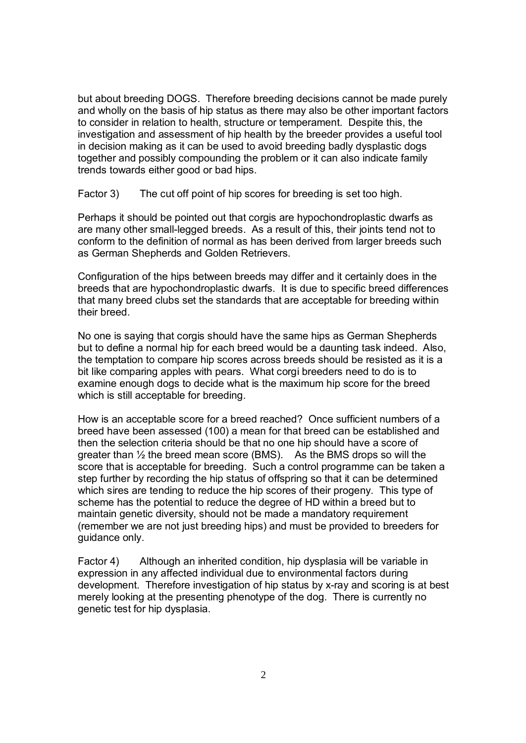but about breeding DOGS. Therefore breeding decisions cannot be made purely and wholly on the basis of hip status as there may also be other important factors to consider in relation to health, structure or temperament. Despite this, the investigation and assessment of hip health by the breeder provides a useful tool in decision making as it can be used to avoid breeding badly dysplastic dogs together and possibly compounding the problem or it can also indicate family trends towards either good or bad hips.

Factor 3) The cut off point of hip scores for breeding is set too high.

Perhaps it should be pointed out that corgis are hypochondroplastic dwarfs as are many other small-legged breeds. As a result of this, their joints tend not to conform to the definition of normal as has been derived from larger breeds such as German Shepherds and Golden Retrievers.

Configuration of the hips between breeds may differ and it certainly does in the breeds that are hypochondroplastic dwarfs. It is due to specific breed differences that many breed clubs set the standards that are acceptable for breeding within their breed.

No one is saying that corgis should have the same hips as German Shepherds but to define a normal hip for each breed would be a daunting task indeed. Also, the temptation to compare hip scores across breeds should be resisted as it is a bit like comparing apples with pears. What corgi breeders need to do is to examine enough dogs to decide what is the maximum hip score for the breed which is still acceptable for breeding.

How is an acceptable score for a breed reached? Once sufficient numbers of a breed have been assessed (100) a mean for that breed can be established and then the selection criteria should be that no one hip should have a score of greater than ½ the breed mean score (BMS). As the BMS drops so will the score that is acceptable for breeding. Such a control programme can be taken a step further by recording the hip status of offspring so that it can be determined which sires are tending to reduce the hip scores of their progeny. This type of scheme has the potential to reduce the degree of HD within a breed but to maintain genetic diversity, should not be made a mandatory requirement (remember we are not just breeding hips) and must be provided to breeders for guidance only.

Factor 4) Although an inherited condition, hip dysplasia will be variable in expression in any affected individual due to environmental factors during development. Therefore investigation of hip status by x-ray and scoring is at best merely looking at the presenting phenotype of the dog. There is currently no genetic test for hip dysplasia.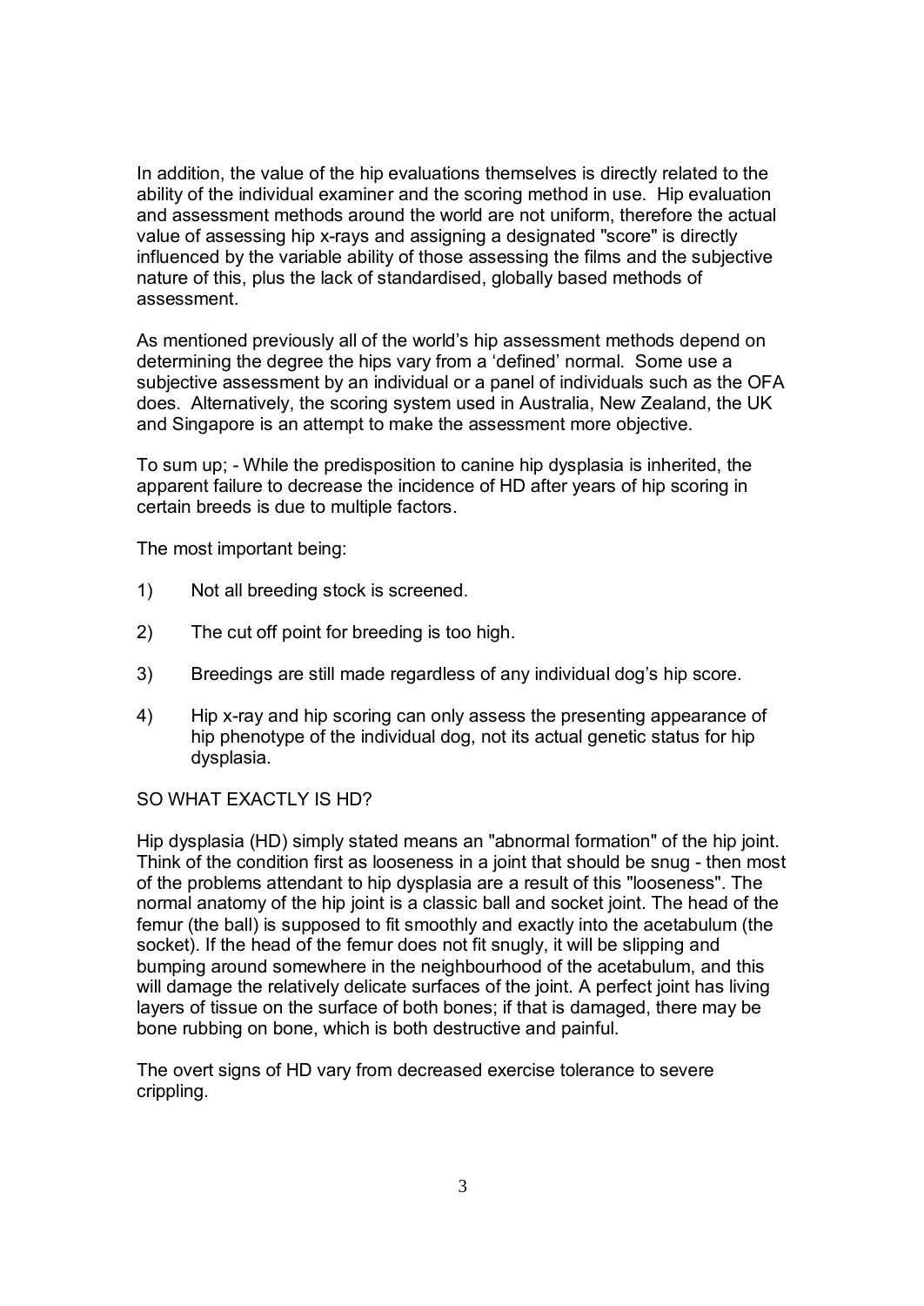In addition, the value of the hip evaluations themselves is directly related to the ability of the individual examiner and the scoring method in use. Hip evaluation and assessment methods around the world are not uniform, therefore the actual value of assessing hip x-rays and assigning a designated "score" is directly influenced by the variable ability of those assessing the films and the subjective nature of this, plus the lack of standardised, globally based methods of assessment.

As mentioned previously all of the world's hip assessment methods depend on determining the degree the hips vary from a 'defined' normal. Some use a subjective assessment by an individual or a panel of individuals such as the OFA does. Alternatively, the scoring system used in Australia, New Zealand, the UK and Singapore is an attempt to make the assessment more objective.

To sum up; - While the predisposition to canine hip dysplasia is inherited, the apparent failure to decrease the incidence of HD after years of hip scoring in certain breeds is due to multiple factors.

The most important being:

1) Not all breeding stock is screened.

2) The cut off point for breeding is too high.

3) Breedings are still made regardless of any individual dog's hip score.

4) Hip x-ray and hip scoring can only assess the presenting appearance of hip phenotype of the individual dog, not its actual genetic status for hip dysplasia.

SO WHAT EXACTLY IS HD?

Hip dysplasia (HD) simply stated means an "abnormal formation" of the hip joint. Think of the condition first as looseness in a joint that should be snug - then most of the problems attendant to hip dysplasia are a result of this "looseness". The normal anatomy of the hip joint is a classic ball and socket joint. The head of the femur (the ball) is supposed to fit smoothly and exactly into the acetabulum (the socket). If the head of the femur does not fit snugly, it will be slipping and bumping around somewhere in the neighbourhood of the acetabulum, and this will damage the relatively delicate surfaces of the joint. A perfect joint has living layers of tissue on the surface of both bones; if that is damaged, there may be bone rubbing on bone, which is both destructive and painful.

The overt signs of HD vary from decreased exercise tolerance to severe crippling.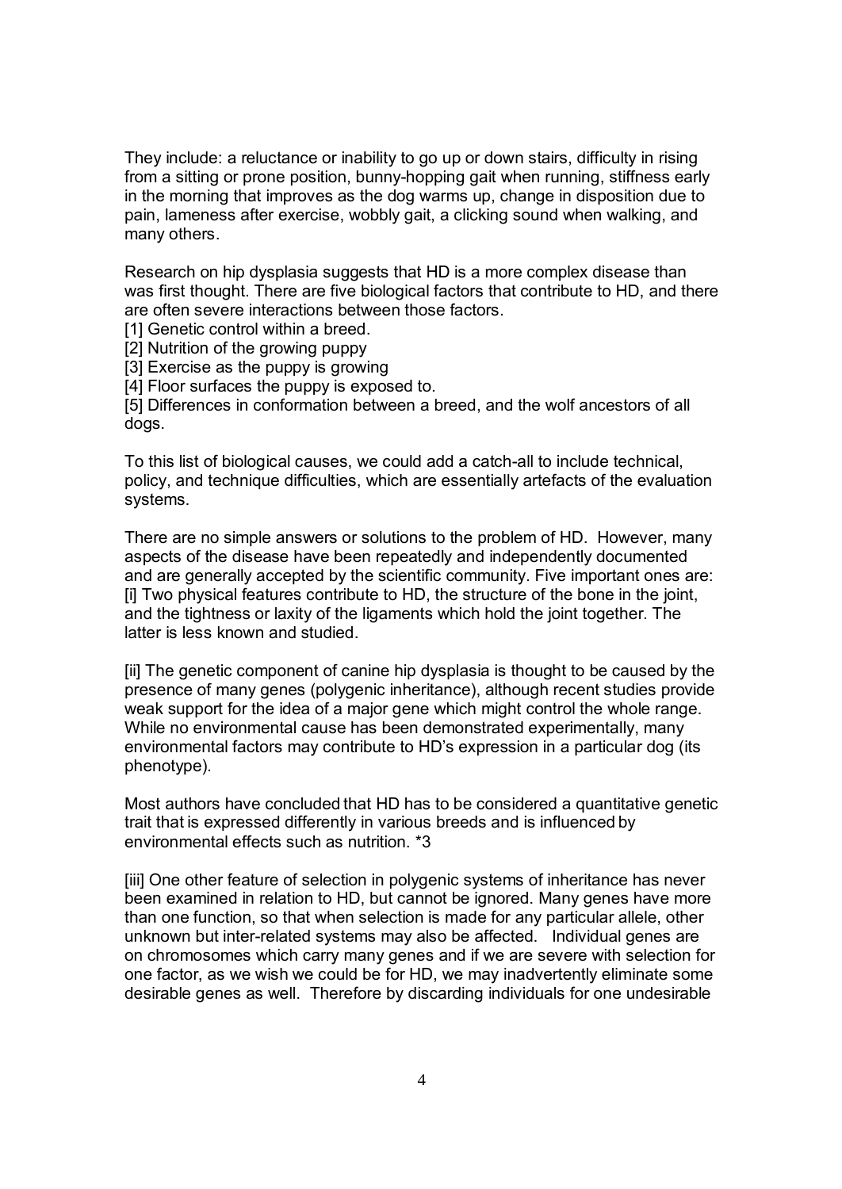They include: a reluctance or inability to go up or down stairs, difficulty in rising from a sitting or prone position, bunny-hopping gait when running, stiffness early in the morning that improves as the dog warms up, change in disposition due to pain, lameness after exercise, wobbly gait, a clicking sound when walking, and many others.

Research on hip dysplasia suggests that HD is a more complex disease than was first thought. There are five biological factors that contribute to HD, and there are often severe interactions between those factors.
[1] Genetic control within a breed.
[2] Nutrition of the growing puppy
[3] Exercise as the puppy is growing
[4] Floor surfaces the puppy is exposed to.
[5] Differences in conformation between a breed, and the wolf ancestors of all dogs.

To this list of biological causes, we could add a catch-all to include technical, policy, and technique difficulties, which are essentially artefacts of the evaluation systems.

There are no simple answers or solutions to the problem of HD. However, many aspects of the disease have been repeatedly and independently documented and are generally accepted by the scientific community. Five important ones are:
[i] Two physical features contribute to HD, the structure of the bone in the joint, and the tightness or laxity of the ligaments which hold the joint together. The latter is less known and studied.

[ii] The genetic component of canine hip dysplasia is thought to be caused by the presence of many genes (polygenic inheritance), although recent studies provide weak support for the idea of a major gene which might control the whole range. While no environmental cause has been demonstrated experimentally, many environmental factors may contribute to HD's expression in a particular dog (its phenotype).

Most authors have concluded that HD has to be considered a quantitative genetic trait that is expressed differently in various breeds and is influenced by environmental effects such as nutrition. *3

[iii] One other feature of selection in polygenic systems of inheritance has never been examined in relation to HD, but cannot be ignored. Many genes have more than one function, so that when selection is made for any particular allele, other unknown but inter-related systems may also be affected. Individual genes are on chromosomes which carry many genes and if we are severe with selection for one factor, as we wish we could be for HD, we may inadvertently eliminate some desirable genes as well. Therefore by discarding individuals for one undesirable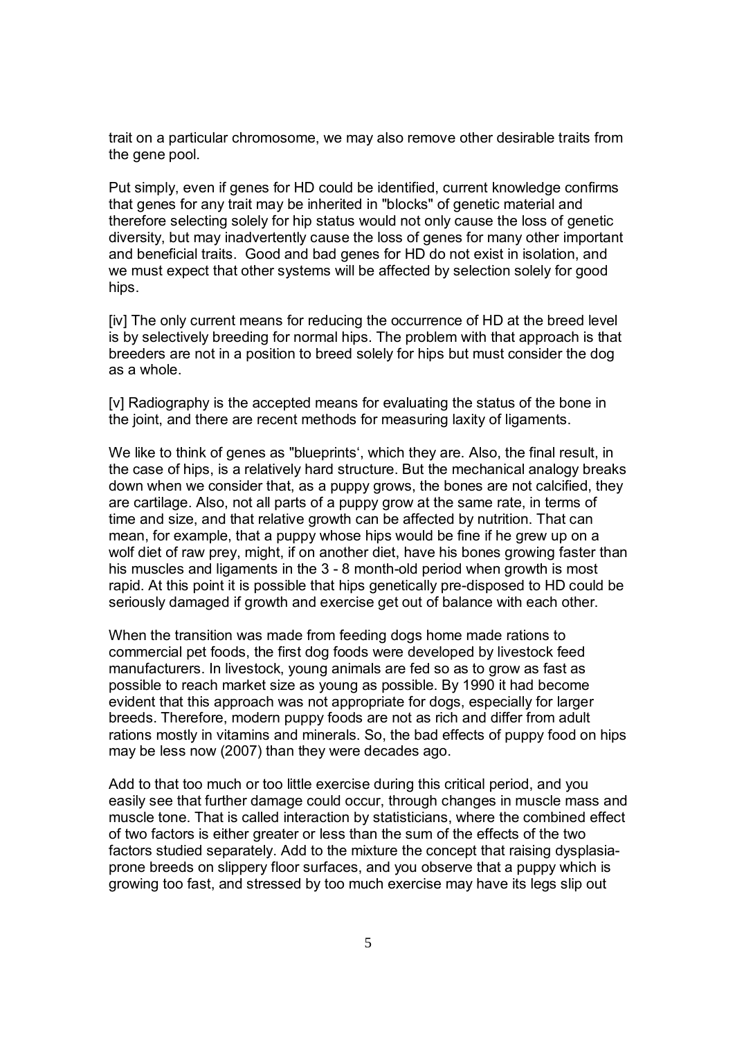trait on a particular chromosome, we may also remove other desirable traits from the gene pool.

Put simply, even if genes for HD could be identified, current knowledge confirms that genes for any trait may be inherited in "blocks" of genetic material and therefore selecting solely for hip status would not only cause the loss of genetic diversity, but may inadvertently cause the loss of genes for many other important and beneficial traits. Good and bad genes for HD do not exist in isolation, and we must expect that other systems will be affected by selection solely for good hips.

[iv] The only current means for reducing the occurrence of HD at the breed level is by selectively breeding for normal hips. The problem with that approach is that breeders are not in a position to breed solely for hips but must consider the dog as a whole.

[v] Radiography is the accepted means for evaluating the status of the bone in the joint, and there are recent methods for measuring laxity of ligaments.

We like to think of genes as "blueprints‘, which they are. Also, the final result, in the case of hips, is a relatively hard structure. But the mechanical analogy breaks down when we consider that, as a puppy grows, the bones are not calcified, they are cartilage. Also, not all parts of a puppy grow at the same rate, in terms of time and size, and that relative growth can be affected by nutrition. That can mean, for example, that a puppy whose hips would be fine if he grew up on a wolf diet of raw prey, might, if on another diet, have his bones growing faster than his muscles and ligaments in the 3 - 8 month-old period when growth is most rapid. At this point it is possible that hips genetically pre-disposed to HD could be seriously damaged if growth and exercise get out of balance with each other.

When the transition was made from feeding dogs home made rations to commercial pet foods, the first dog foods were developed by livestock feed manufacturers. In livestock, young animals are fed so as to grow as fast as possible to reach market size as young as possible. By 1990 it had become evident that this approach was not appropriate for dogs, especially for larger breeds. Therefore, modern puppy foods are not as rich and differ from adult rations mostly in vitamins and minerals. So, the bad effects of puppy food on hips may be less now (2007) than they were decades ago.

Add to that too much or too little exercise during this critical period, and you easily see that further damage could occur, through changes in muscle mass and muscle tone. That is called interaction by statisticians, where the combined effect of two factors is either greater or less than the sum of the effects of the two factors studied separately. Add to the mixture the concept that raising dysplasia-prone breeds on slippery floor surfaces, and you observe that a puppy which is growing too fast, and stressed by too much exercise may have its legs slip out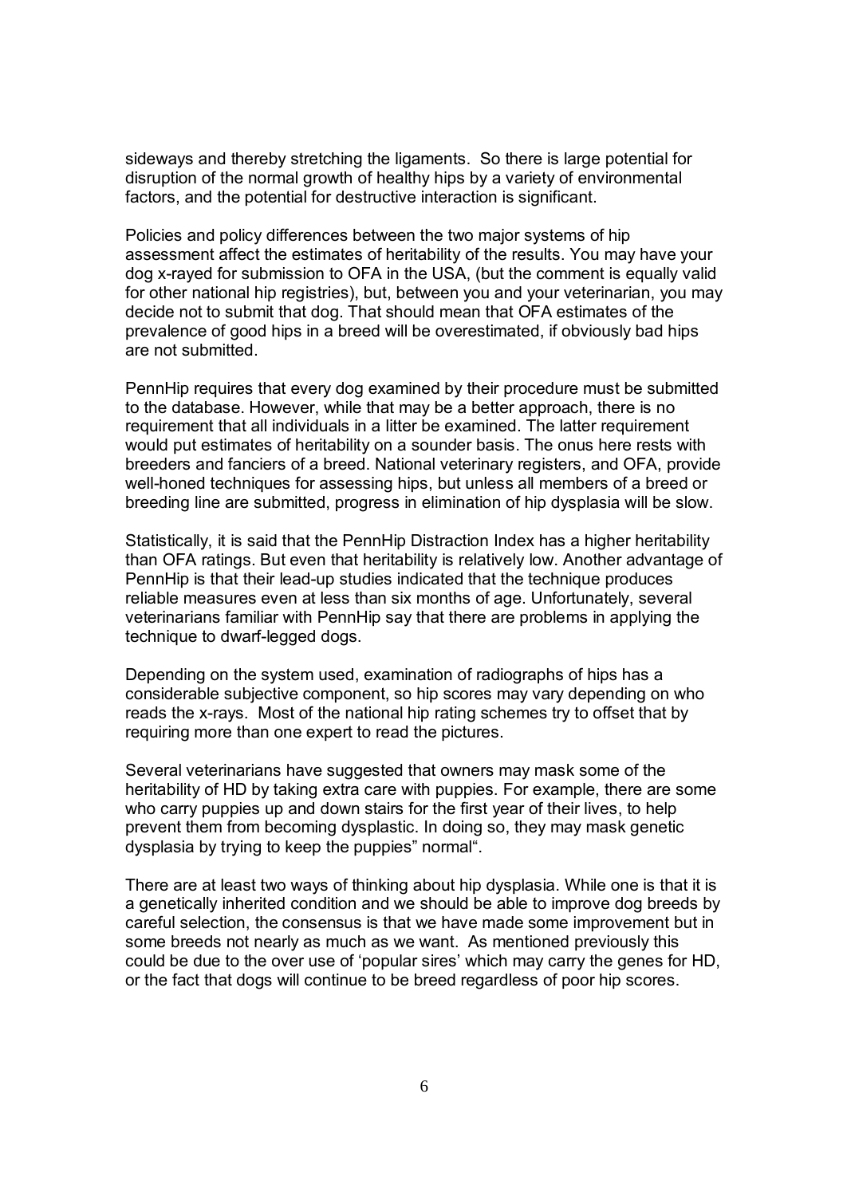sideways and thereby stretching the ligaments. So there is large potential for disruption of the normal growth of healthy hips by a variety of environmental factors, and the potential for destructive interaction is significant.

Policies and policy differences between the two major systems of hip assessment affect the estimates of heritability of the results. You may have your dog x-rayed for submission to OFA in the USA, (but the comment is equally valid for other national hip registries), but, between you and your veterinarian, you may decide not to submit that dog. That should mean that OFA estimates of the prevalence of good hips in a breed will be overestimated, if obviously bad hips are not submitted.

PennHip requires that every dog examined by their procedure must be submitted to the database. However, while that may be a better approach, there is no requirement that all individuals in a litter be examined. The latter requirement would put estimates of heritability on a sounder basis. The onus here rests with breeders and fanciers of a breed. National veterinary registers, and OFA, provide well-honed techniques for assessing hips, but unless all members of a breed or breeding line are submitted, progress in elimination of hip dysplasia will be slow.

Statistically, it is said that the PennHip Distraction Index has a higher heritability than OFA ratings. But even that heritability is relatively low. Another advantage of PennHip is that their lead-up studies indicated that the technique produces reliable measures even at less than six months of age. Unfortunately, several veterinarians familiar with PennHip say that there are problems in applying the technique to dwarf-legged dogs.

Depending on the system used, examination of radiographs of hips has a considerable subjective component, so hip scores may vary depending on who reads the x-rays. Most of the national hip rating schemes try to offset that by requiring more than one expert to read the pictures.

Several veterinarians have suggested that owners may mask some of the heritability of HD by taking extra care with puppies. For example, there are some who carry puppies up and down stairs for the first year of their lives, to help prevent them from becoming dysplastic. In doing so, they may mask genetic dysplasia by trying to keep the puppies" normal".

There are at least two ways of thinking about hip dysplasia. While one is that it is a genetically inherited condition and we should be able to improve dog breeds by careful selection, the consensus is that we have made some improvement but in some breeds not nearly as much as we want. As mentioned previously this could be due to the over use of 'popular sires' which may carry the genes for HD, or the fact that dogs will continue to be breed regardless of poor hip scores.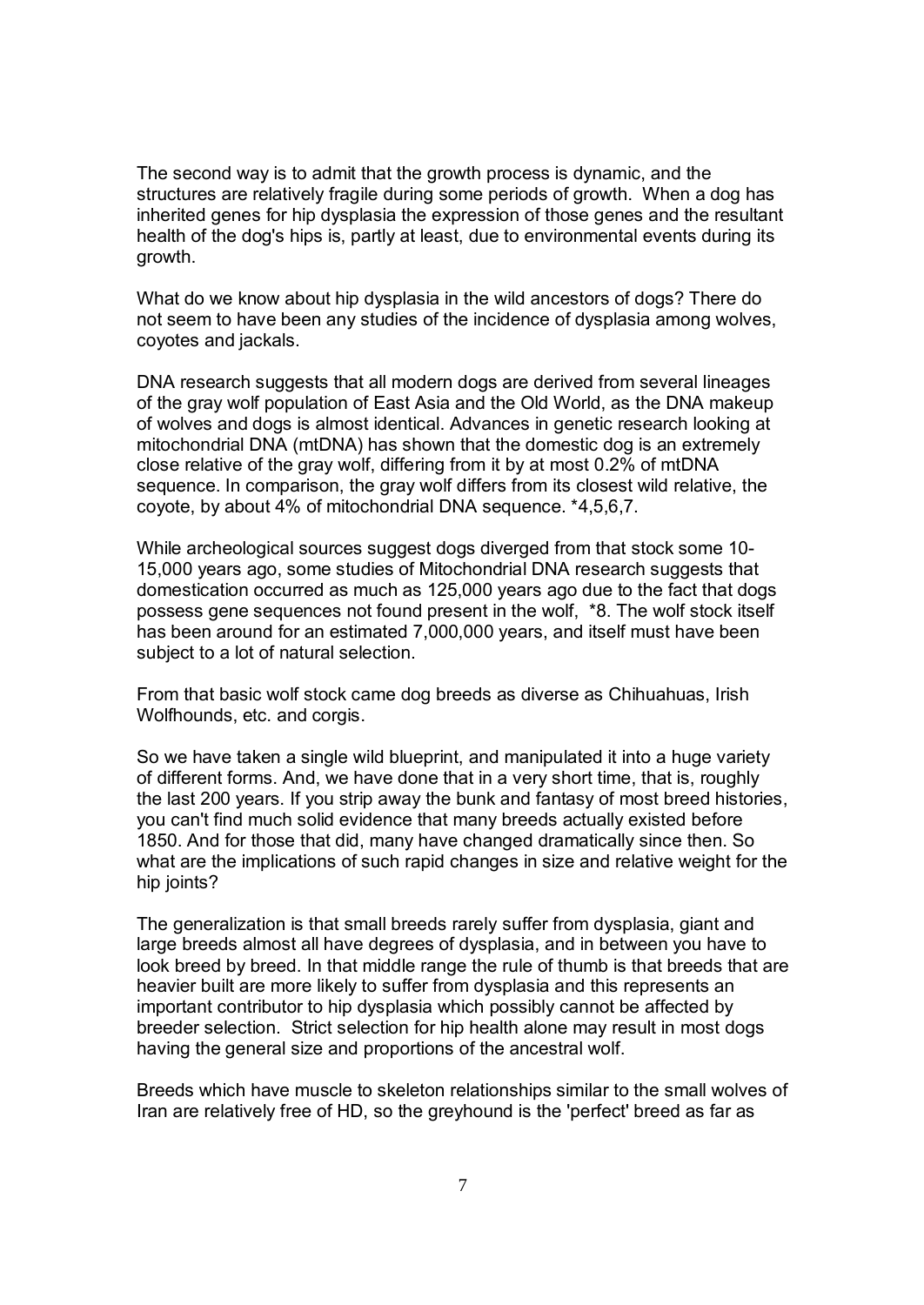The second way is to admit that the growth process is dynamic, and the structures are relatively fragile during some periods of growth. When a dog has inherited genes for hip dysplasia the expression of those genes and the resultant health of the dog's hips is, partly at least, due to environmental events during its growth.

What do we know about hip dysplasia in the wild ancestors of dogs? There do not seem to have been any studies of the incidence of dysplasia among wolves, coyotes and jackals.

DNA research suggests that all modern dogs are derived from several lineages of the gray wolf population of East Asia and the Old World, as the DNA makeup of wolves and dogs is almost identical. Advances in genetic research looking at mitochondrial DNA (mtDNA) has shown that the domestic dog is an extremely close relative of the gray wolf, differing from it by at most 0.2% of mtDNA sequence. In comparison, the gray wolf differs from its closest wild relative, the coyote, by about 4% of mitochondrial DNA sequence. *4,5,6,7.

While archeological sources suggest dogs diverged from that stock some 10-15,000 years ago, some studies of Mitochondrial DNA research suggests that domestication occurred as much as 125,000 years ago due to the fact that dogs possess gene sequences not found present in the wolf, *8. The wolf stock itself has been around for an estimated 7,000,000 years, and itself must have been subject to a lot of natural selection.

From that basic wolf stock came dog breeds as diverse as Chihuahuas, Irish Wolfhounds, etc. and corgis.

So we have taken a single wild blueprint, and manipulated it into a huge variety of different forms. And, we have done that in a very short time, that is, roughly the last 200 years. If you strip away the bunk and fantasy of most breed histories, you can't find much solid evidence that many breeds actually existed before 1850. And for those that did, many have changed dramatically since then. So what are the implications of such rapid changes in size and relative weight for the hip joints?

The generalization is that small breeds rarely suffer from dysplasia, giant and large breeds almost all have degrees of dysplasia, and in between you have to look breed by breed. In that middle range the rule of thumb is that breeds that are heavier built are more likely to suffer from dysplasia and this represents an important contributor to hip dysplasia which possibly cannot be affected by breeder selection. Strict selection for hip health alone may result in most dogs having the general size and proportions of the ancestral wolf.

Breeds which have muscle to skeleton relationships similar to the small wolves of Iran are relatively free of HD, so the greyhound is the 'perfect' breed as far as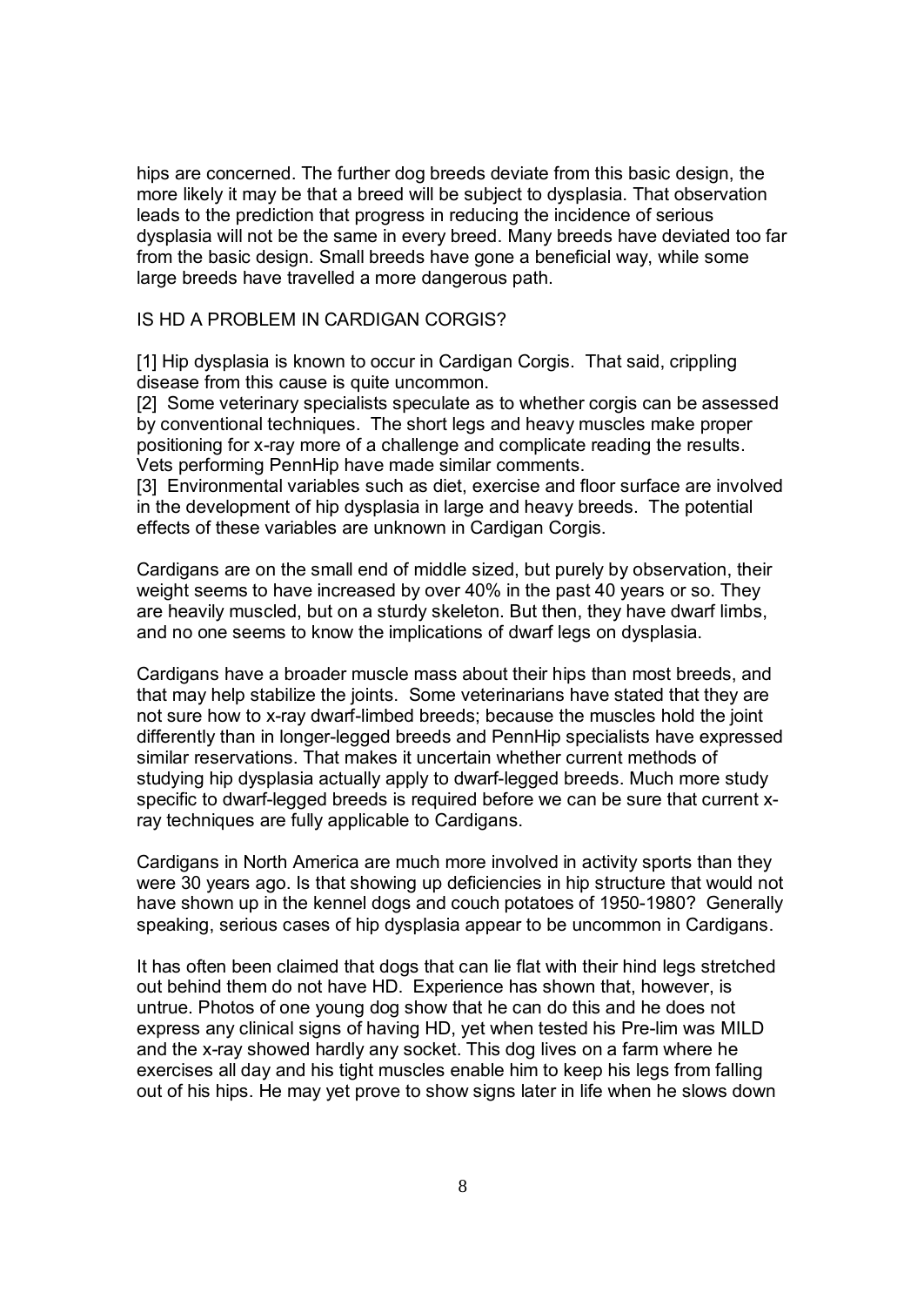hips are concerned. The further dog breeds deviate from this basic design, the more likely it may be that a breed will be subject to dysplasia. That observation leads to the prediction that progress in reducing the incidence of serious dysplasia will not be the same in every breed. Many breeds have deviated too far from the basic design. Small breeds have gone a beneficial way, while some large breeds have travelled a more dangerous path.

## IS HD A PROBLEM IN CARDIGAN CORGIS?

[1] Hip dysplasia is known to occur in Cardigan Corgis. That said, crippling disease from this cause is quite uncommon.
[2] Some veterinary specialists speculate as to whether corgis can be assessed by conventional techniques. The short legs and heavy muscles make proper positioning for x-ray more of a challenge and complicate reading the results. Vets performing PennHip have made similar comments.
[3] Environmental variables such as diet, exercise and floor surface are involved in the development of hip dysplasia in large and heavy breeds. The potential effects of these variables are unknown in Cardigan Corgis.

Cardigans are on the small end of middle sized, but purely by observation, their weight seems to have increased by over 40% in the past 40 years or so. They are heavily muscled, but on a sturdy skeleton. But then, they have dwarf limbs, and no one seems to know the implications of dwarf legs on dysplasia.

Cardigans have a broader muscle mass about their hips than most breeds, and that may help stabilize the joints. Some veterinarians have stated that they are not sure how to x-ray dwarf-limbed breeds; because the muscles hold the joint differently than in longer-legged breeds and PennHip specialists have expressed similar reservations. That makes it uncertain whether current methods of studying hip dysplasia actually apply to dwarf-legged breeds. Much more study specific to dwarf-legged breeds is required before we can be sure that current x-ray techniques are fully applicable to Cardigans.

Cardigans in North America are much more involved in activity sports than they were 30 years ago. Is that showing up deficiencies in hip structure that would not have shown up in the kennel dogs and couch potatoes of 1950-1980? Generally speaking, serious cases of hip dysplasia appear to be uncommon in Cardigans.

It has often been claimed that dogs that can lie flat with their hind legs stretched out behind them do not have HD. Experience has shown that, however, is untrue. Photos of one young dog show that he can do this and he does not express any clinical signs of having HD, yet when tested his Pre-lim was MILD and the x-ray showed hardly any socket. This dog lives on a farm where he exercises all day and his tight muscles enable him to keep his legs from falling out of his hips. He may yet prove to show signs later in life when he slows down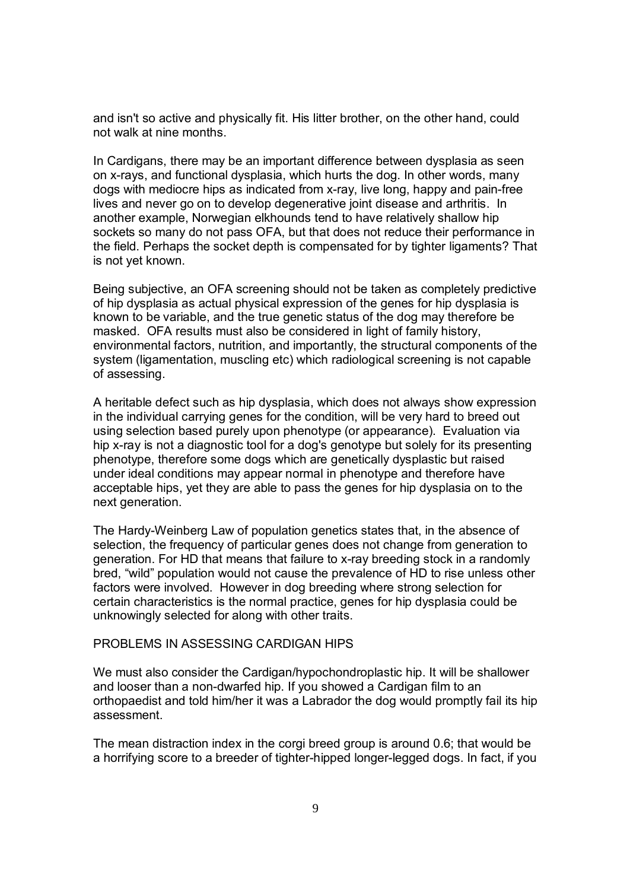and isn't so active and physically fit. His litter brother, on the other hand, could not walk at nine months.

In Cardigans, there may be an important difference between dysplasia as seen on x-rays, and functional dysplasia, which hurts the dog. In other words, many dogs with mediocre hips as indicated from x-ray, live long, happy and pain-free lives and never go on to develop degenerative joint disease and arthritis. In another example, Norwegian elkhounds tend to have relatively shallow hip sockets so many do not pass OFA, but that does not reduce their performance in the field. Perhaps the socket depth is compensated for by tighter ligaments? That is not yet known.

Being subjective, an OFA screening should not be taken as completely predictive of hip dysplasia as actual physical expression of the genes for hip dysplasia is known to be variable, and the true genetic status of the dog may therefore be masked. OFA results must also be considered in light of family history, environmental factors, nutrition, and importantly, the structural components of the system (ligamentation, muscling etc) which radiological screening is not capable of assessing.

A heritable defect such as hip dysplasia, which does not always show expression in the individual carrying genes for the condition, will be very hard to breed out using selection based purely upon phenotype (or appearance). Evaluation via hip x-ray is not a diagnostic tool for a dog's genotype but solely for its presenting phenotype, therefore some dogs which are genetically dysplastic but raised under ideal conditions may appear normal in phenotype and therefore have acceptable hips, yet they are able to pass the genes for hip dysplasia on to the next generation.

The Hardy-Weinberg Law of population genetics states that, in the absence of selection, the frequency of particular genes does not change from generation to generation. For HD that means that failure to x-ray breeding stock in a randomly bred, "wild" population would not cause the prevalence of HD to rise unless other factors were involved. However in dog breeding where strong selection for certain characteristics is the normal practice, genes for hip dysplasia could be unknowingly selected for along with other traits.

## PROBLEMS IN ASSESSING CARDIGAN HIPS

We must also consider the Cardigan/hypochondroplastic hip. It will be shallower and looser than a non-dwarfed hip. If you showed a Cardigan film to an orthopaedist and told him/her it was a Labrador the dog would promptly fail its hip assessment.

The mean distraction index in the corgi breed group is around 0.6; that would be a horrifying score to a breeder of tighter-hipped longer-legged dogs. In fact, if you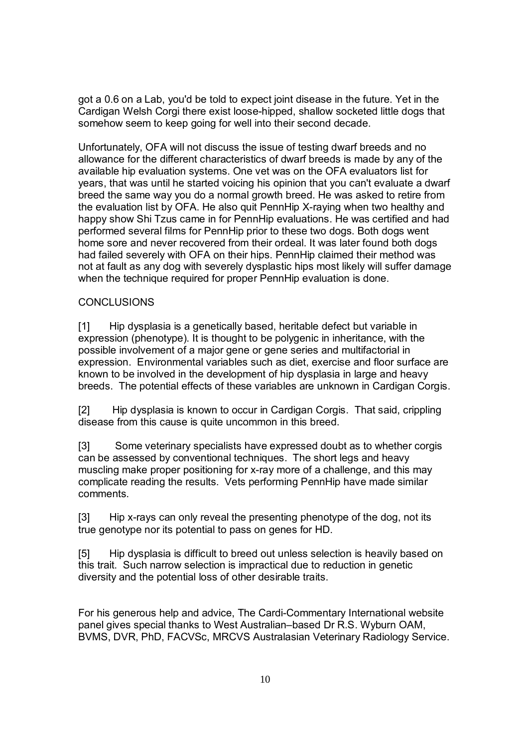got a 0.6 on a Lab, you'd be told to expect joint disease in the future. Yet in the Cardigan Welsh Corgi there exist loose-hipped, shallow socketed little dogs that somehow seem to keep going for well into their second decade.

Unfortunately, OFA will not discuss the issue of testing dwarf breeds and no allowance for the different characteristics of dwarf breeds is made by any of the available hip evaluation systems. One vet was on the OFA evaluators list for years, that was until he started voicing his opinion that you can't evaluate a dwarf breed the same way you do a normal growth breed. He was asked to retire from the evaluation list by OFA. He also quit PennHip X-raying when two healthy and happy show Shi Tzus came in for PennHip evaluations. He was certified and had performed several films for PennHip prior to these two dogs. Both dogs went home sore and never recovered from their ordeal. It was later found both dogs had failed severely with OFA on their hips. PennHip claimed their method was not at fault as any dog with severely dysplastic hips most likely will suffer damage when the technique required for proper PennHip evaluation is done.

CONCLUSIONS

[1] Hip dysplasia is a genetically based, heritable defect but variable in expression (phenotype). It is thought to be polygenic in inheritance, with the possible involvement of a major gene or gene series and multifactorial in expression. Environmental variables such as diet, exercise and floor surface are known to be involved in the development of hip dysplasia in large and heavy breeds. The potential effects of these variables are unknown in Cardigan Corgis.

[2] Hip dysplasia is known to occur in Cardigan Corgis. That said, crippling disease from this cause is quite uncommon in this breed.

[3] Some veterinary specialists have expressed doubt as to whether corgis can be assessed by conventional techniques. The short legs and heavy muscling make proper positioning for x-ray more of a challenge, and this may complicate reading the results. Vets performing PennHip have made similar comments.

[3] Hip x-rays can only reveal the presenting phenotype of the dog, not its true genotype nor its potential to pass on genes for HD.

[5] Hip dysplasia is difficult to breed out unless selection is heavily based on this trait. Such narrow selection is impractical due to reduction in genetic diversity and the potential loss of other desirable traits.

For his generous help and advice, The Cardi-Commentary International website panel gives special thanks to West Australian–based Dr R.S. Wyburn OAM, BVMS, DVR, PhD, FACVSc, MRCVS Australasian Veterinary Radiology Service.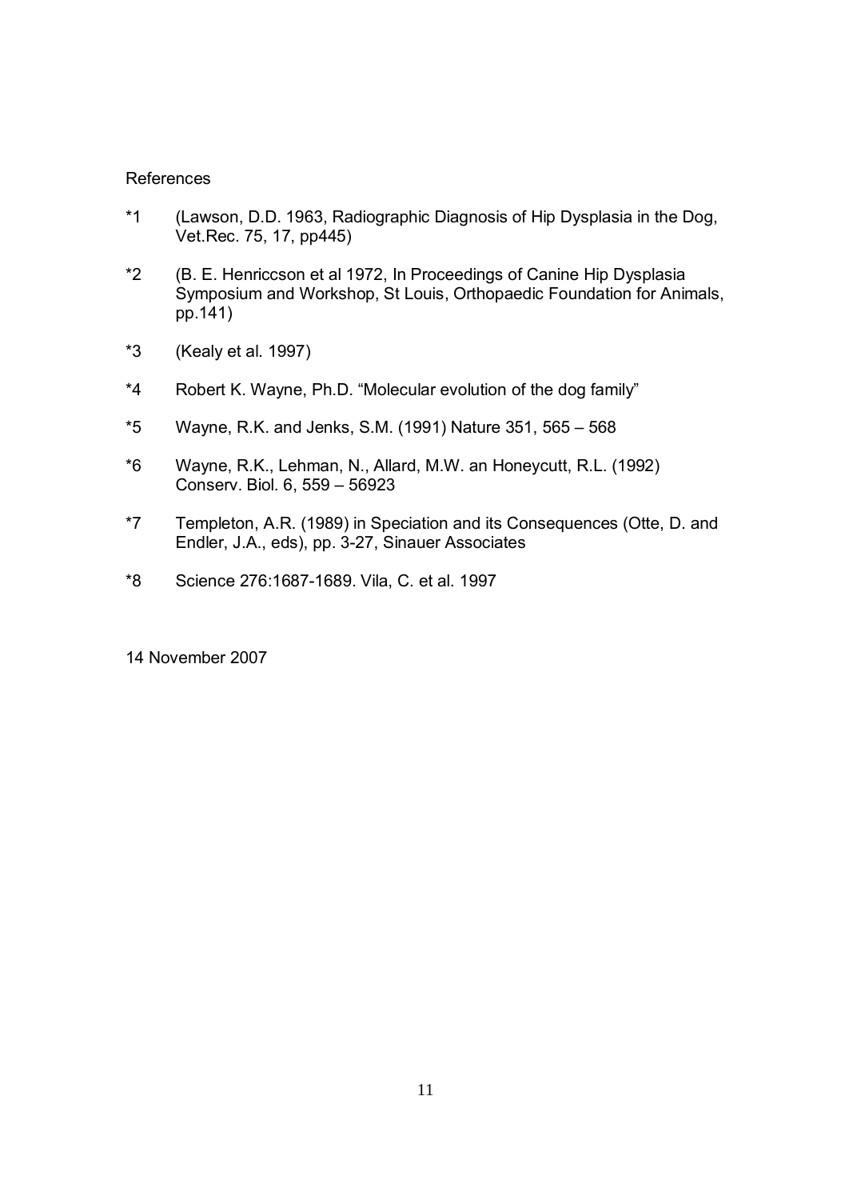References

*1 (Lawson, D.D. 1963, Radiographic Diagnosis of Hip Dysplasia in the Dog, Vet.Rec. 75, 17, pp445)

*2 (B. E. Henriccson et al 1972, In Proceedings of Canine Hip Dysplasia Symposium and Workshop, St Louis, Orthopaedic Foundation for Animals, pp.141)

*3 (Kealy et al. 1997)

*4 Robert K. Wayne, Ph.D. "Molecular evolution of the dog family"

*5 Wayne, R.K. and Jenks, S.M. (1991) Nature 351, 565 – 568

*6 Wayne, R.K., Lehman, N., Allard, M.W. an Honeycutt, R.L. (1992) Conserv. Biol. 6, 559 – 56923

*7 Templeton, A.R. (1989) in Speciation and its Consequences (Otte, D. and Endler, J.A., eds), pp. 3-27, Sinauer Associates

*8 Science 276:1687-1689. Vila, C. et al. 1997

14 November 2007